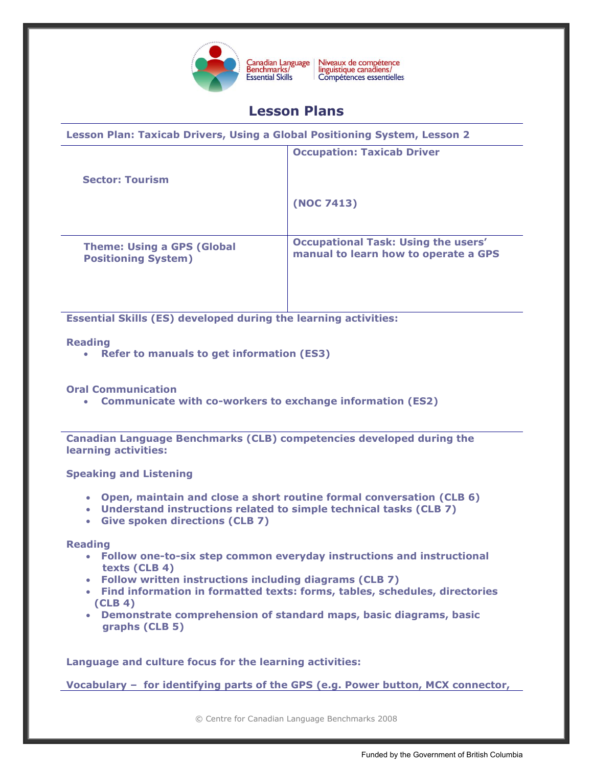Canadian Language Benchmarks/ Essential Skills | Niveaux de compétence linguistique canadiens/ Compétences essentielles

# Lesson Plans

**Lesson Plan: Taxicab Drivers, Using a Global Positioning System, Lesson 2**

| | |
|---|---|
| **Sector: Tourism** | **Occupation: Taxicab Driver**<br><br>**(NOC 7413)** |
| **Theme: Using a GPS (Global Positioning System)** | **Occupational Task: Using the users' manual to learn how to operate a GPS** |

**Essential Skills (ES) developed during the learning activities:**

**Reading**

- **Refer to manuals to get information (ES3)**

**Oral Communication**

- **Communicate with co-workers to exchange information (ES2)**

**Canadian Language Benchmarks (CLB) competencies developed during the learning activities:**

**Speaking and Listening**

- **Open, maintain and close a short routine formal conversation (CLB 6)**
- **Understand instructions related to simple technical tasks (CLB 7)**
- **Give spoken directions (CLB 7)**

**Reading**

- **Follow one-to-six step common everyday instructions and instructional texts (CLB 4)**
- **Follow written instructions including diagrams (CLB 7)**
- **Find information in formatted texts: forms, tables, schedules, directories (CLB 4)**
- **Demonstrate comprehension of standard maps, basic diagrams, basic graphs (CLB 5)**

**Language and culture focus for the learning activities:**

**Vocabulary – for identifying parts of the GPS (e.g. Power button, MCX connector,**

© Centre for Canadian Language Benchmarks 2008

Funded by the Government of British Columbia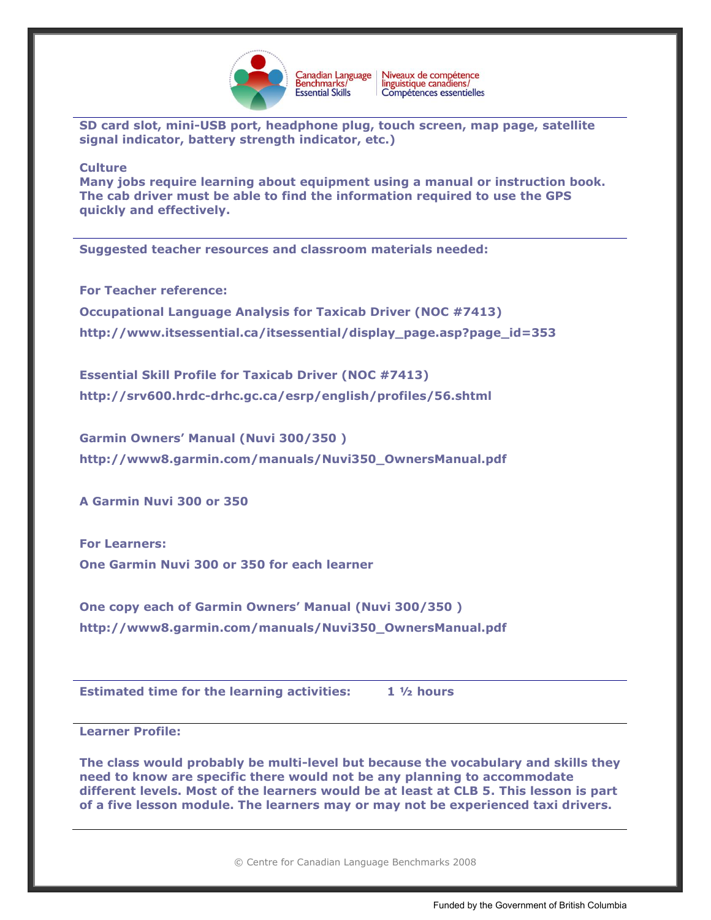SD card slot, mini-USB port, headphone plug, touch screen, map page, satellite signal indicator, battery strength indicator, etc.)

**Culture**

Many jobs require learning about equipment using a manual or instruction book. The cab driver must be able to find the information required to use the GPS quickly and effectively.

---

**Suggested teacher resources and classroom materials needed:**

**For Teacher reference:**

Occupational Language Analysis for Taxicab Driver (NOC #7413)

http://www.itsessential.ca/itsessential/display_page.asp?page_id=353

Essential Skill Profile for Taxicab Driver (NOC #7413)

http://srv600.hrdc-drhc.gc.ca/esrp/english/profiles/56.shtml

Garmin Owners' Manual (Nuvi 300/350 )

http://www8.garmin.com/manuals/Nuvi350_OwnersManual.pdf

A Garmin Nuvi 300 or 350

**For Learners:**

One Garmin Nuvi 300 or 350 for each learner

One copy each of Garmin Owners' Manual (Nuvi 300/350 )

http://www8.garmin.com/manuals/Nuvi350_OwnersManual.pdf

---

**Estimated time for the learning activities:** 1 ½ hours

---

**Learner Profile:**

The class would probably be multi-level but because the vocabulary and skills they need to know are specific there would not be any planning to accommodate different levels. Most of the learners would be at least at CLB 5. This lesson is part of a five lesson module. The learners may or may not be experienced taxi drivers.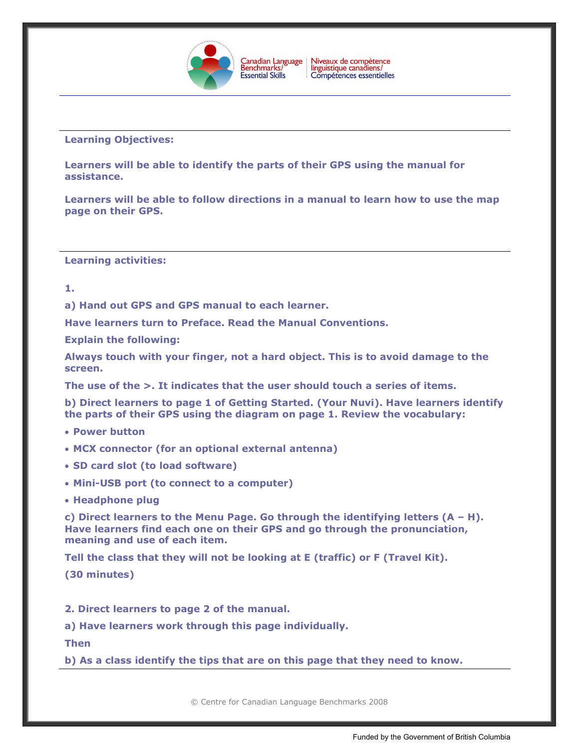**Learning Objectives:**

**Learners will be able to identify the parts of their GPS using the manual for assistance.**

**Learners will be able to follow directions in a manual to learn how to use the map page on their GPS.**

**Learning activities:**

**1.**

**a) Hand out GPS and GPS manual to each learner.**

**Have learners turn to Preface. Read the Manual Conventions.**

**Explain the following:**

**Always touch with your finger, not a hard object. This is to avoid damage to the screen.**

**The use of the >. It indicates that the user should touch a series of items.**

**b) Direct learners to page 1 of Getting Started. (Your Nuvi). Have learners identify the parts of their GPS using the diagram on page 1. Review the vocabulary:**

- **Power button**
- **MCX connector (for an optional external antenna)**
- **SD card slot (to load software)**
- **Mini-USB port (to connect to a computer)**
- **Headphone plug**

**c) Direct learners to the Menu Page. Go through the identifying letters (A – H). Have learners find each one on their GPS and go through the pronunciation, meaning and use of each item.**

**Tell the class that they will not be looking at E (traffic) or F (Travel Kit).**

**(30 minutes)**

**2. Direct learners to page 2 of the manual.**

**a) Have learners work through this page individually.**

**Then**

**b) As a class identify the tips that are on this page that they need to know.**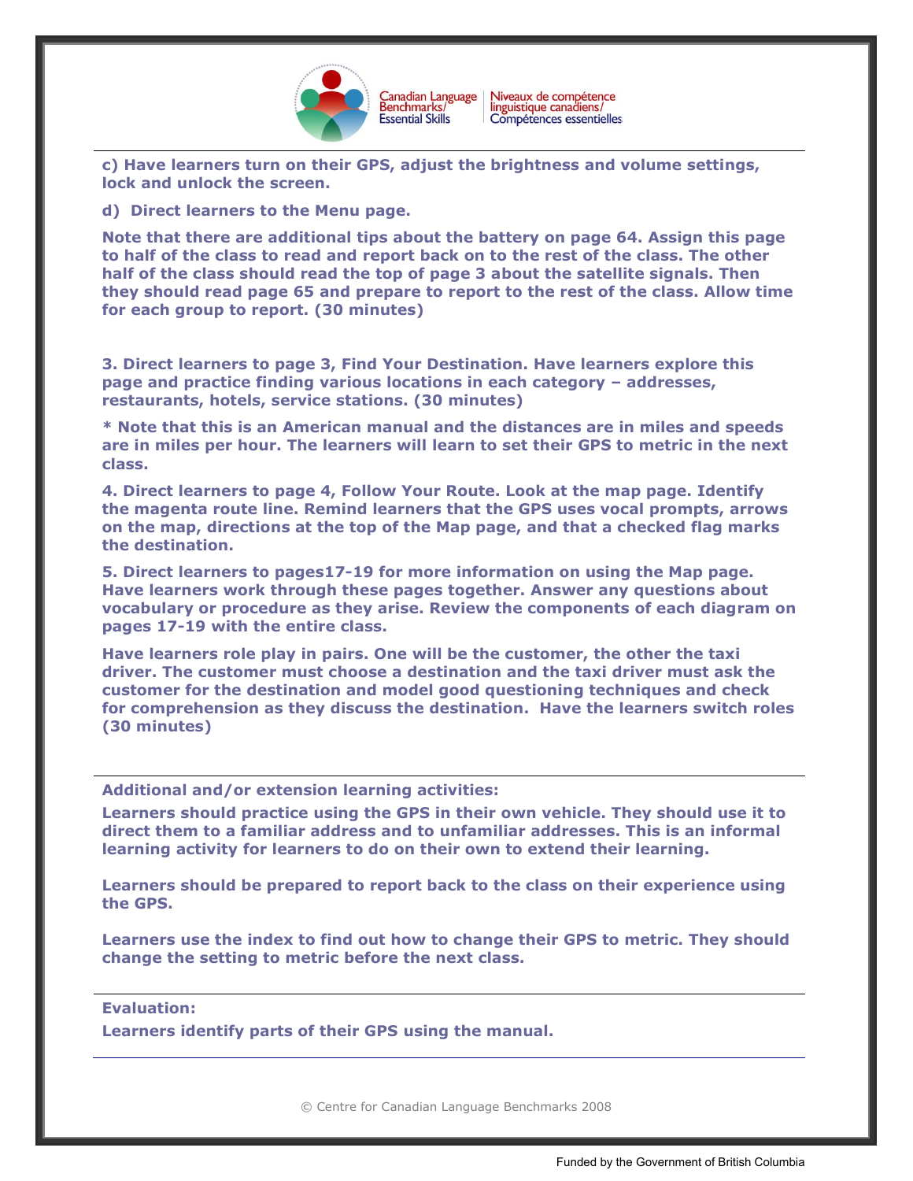**c) Have learners turn on their GPS, adjust the brightness and volume settings, lock and unlock the screen.**

**d) Direct learners to the Menu page.**

**Note that there are additional tips about the battery on page 64. Assign this page to half of the class to read and report back on to the rest of the class. The other half of the class should read the top of page 3 about the satellite signals. Then they should read page 65 and prepare to report to the rest of the class. Allow time for each group to report. (30 minutes)**

**3. Direct learners to page 3, Find Your Destination. Have learners explore this page and practice finding various locations in each category – addresses, restaurants, hotels, service stations. (30 minutes)**

**\* Note that this is an American manual and the distances are in miles and speeds are in miles per hour. The learners will learn to set their GPS to metric in the next class.**

**4. Direct learners to page 4, Follow Your Route. Look at the map page. Identify the magenta route line. Remind learners that the GPS uses vocal prompts, arrows on the map, directions at the top of the Map page, and that a checked flag marks the destination.**

**5. Direct learners to pages17-19 for more information on using the Map page. Have learners work through these pages together. Answer any questions about vocabulary or procedure as they arise. Review the components of each diagram on pages 17-19 with the entire class.**

**Have learners role play in pairs. One will be the customer, the other the taxi driver. The customer must choose a destination and the taxi driver must ask the customer for the destination and model good questioning techniques and check for comprehension as they discuss the destination. Have the learners switch roles (30 minutes)**

---

**Additional and/or extension learning activities:**

**Learners should practice using the GPS in their own vehicle. They should use it to direct them to a familiar address and to unfamiliar addresses. This is an informal learning activity for learners to do on their own to extend their learning.**

**Learners should be prepared to report back to the class on their experience using the GPS.**

**Learners use the index to find out how to change their GPS to metric. They should change the setting to metric before the next class.**

---

**Evaluation:**

**Learners identify parts of their GPS using the manual.**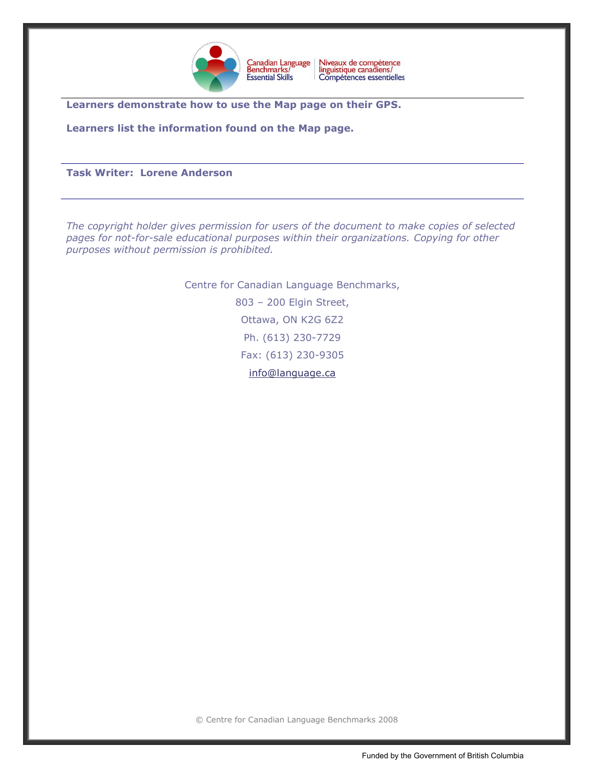Canadian Language Benchmarks/Essential Skills | Niveaux de compétence linguistique canadiens/Compétences essentielles

---

**Learners demonstrate how to use the Map page on their GPS.**

**Learners list the information found on the Map page.**

---

**Task Writer: Lorene Anderson**

---

*The copyright holder gives permission for users of the document to make copies of selected pages for not-for-sale educational purposes within their organizations. Copying for other purposes without permission is prohibited.*

Centre for Canadian Language Benchmarks,

803 – 200 Elgin Street,

Ottawa, ON K2G 6Z2

Ph. (613) 230-7729

Fax: (613) 230-9305

info@language.ca

© Centre for Canadian Language Benchmarks 2008

Funded by the Government of British Columbia